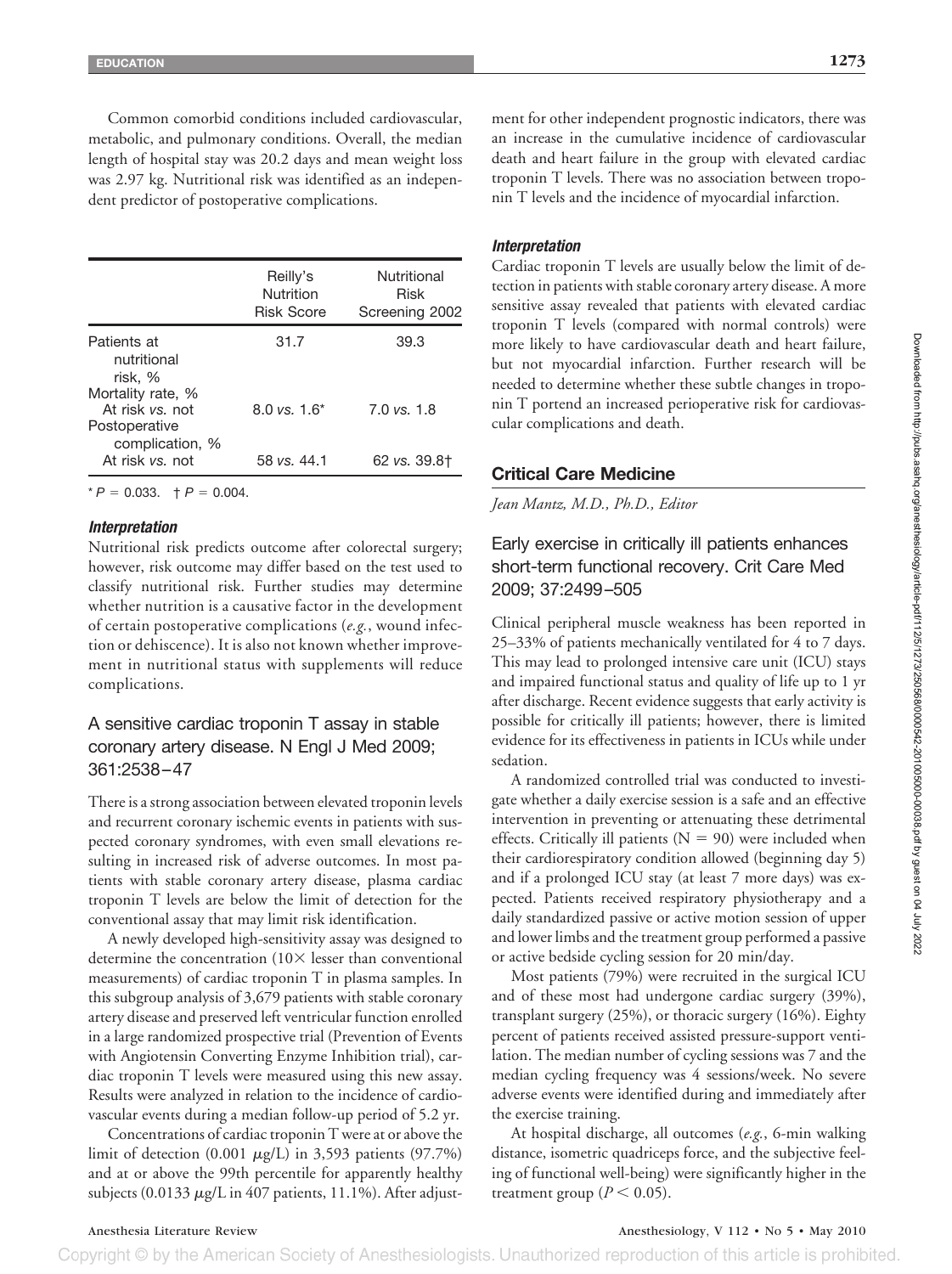Common comorbid conditions included cardiovascular, metabolic, and pulmonary conditions. Overall, the median length of hospital stay was 20.2 days and mean weight loss was 2.97 kg. Nutritional risk was identified as an independent predictor of postoperative complications.

| | Reilly's Nutrition Risk Score | Nutritional Risk Screening 2002 |
|---|---|---|
| Patients at nutritional risk, % | 31.7 | 39.3 |
| Mortality rate, % | | |
| At risk *vs.* not | 8.0 *vs.* 1.6* | 7.0 *vs.* 1.8 |
| Postoperative complication, % | | |
| At risk *vs.* not | 58 *vs.* 44.1 | 62 *vs.* 39.8† |

* $P = 0.033$. † $P = 0.004$.

#### *Interpretation*

Nutritional risk predicts outcome after colorectal surgery; however, risk outcome may differ based on the test used to classify nutritional risk. Further studies may determine whether nutrition is a causative factor in the development of certain postoperative complications (*e.g.*, wound infection or dehiscence). It is also not known whether improvement in nutritional status with supplements will reduce complications.

### A sensitive cardiac troponin T assay in stable coronary artery disease. N Engl J Med 2009; 361:2538–47

There is a strong association between elevated troponin levels and recurrent coronary ischemic events in patients with suspected coronary syndromes, with even small elevations resulting in increased risk of adverse outcomes. In most patients with stable coronary artery disease, plasma cardiac troponin T levels are below the limit of detection for the conventional assay that may limit risk identification.

A newly developed high-sensitivity assay was designed to determine the concentration (10× lesser than conventional measurements) of cardiac troponin T in plasma samples. In this subgroup analysis of 3,679 patients with stable coronary artery disease and preserved left ventricular function enrolled in a large randomized prospective trial (Prevention of Events with Angiotensin Converting Enzyme Inhibition trial), cardiac troponin T levels were measured using this new assay. Results were analyzed in relation to the incidence of cardiovascular events during a median follow-up period of 5.2 yr.

Concentrations of cardiac troponin T were at or above the limit of detection (0.001 μg/L) in 3,593 patients (97.7%) and at or above the 99th percentile for apparently healthy subjects (0.0133 μg/L in 407 patients, 11.1%). After adjustment for other independent prognostic indicators, there was an increase in the cumulative incidence of cardiovascular death and heart failure in the group with elevated cardiac troponin T levels. There was no association between troponin T levels and the incidence of myocardial infarction.

#### *Interpretation*

Cardiac troponin T levels are usually below the limit of detection in patients with stable coronary artery disease. A more sensitive assay revealed that patients with elevated cardiac troponin T levels (compared with normal controls) were more likely to have cardiovascular death and heart failure, but not myocardial infarction. Further research will be needed to determine whether these subtle changes in troponin T portend an increased perioperative risk for cardiovascular complications and death.

## Critical Care Medicine

*Jean Mantz, M.D., Ph.D., Editor*

### Early exercise in critically ill patients enhances short-term functional recovery. Crit Care Med 2009; 37:2499–505

Clinical peripheral muscle weakness has been reported in 25–33% of patients mechanically ventilated for 4 to 7 days. This may lead to prolonged intensive care unit (ICU) stays and impaired functional status and quality of life up to 1 yr after discharge. Recent evidence suggests that early activity is possible for critically ill patients; however, there is limited evidence for its effectiveness in patients in ICUs while under sedation.

A randomized controlled trial was conducted to investigate whether a daily exercise session is a safe and an effective intervention in preventing or attenuating these detrimental effects. Critically ill patients (N = 90) were included when their cardiorespiratory condition allowed (beginning day 5) and if a prolonged ICU stay (at least 7 more days) was expected. Patients received respiratory physiotherapy and a daily standardized passive or active motion session of upper and lower limbs and the treatment group performed a passive or active bedside cycling session for 20 min/day.

Most patients (79%) were recruited in the surgical ICU and of these most had undergone cardiac surgery (39%), transplant surgery (25%), or thoracic surgery (16%). Eighty percent of patients received assisted pressure-support ventilation. The median number of cycling sessions was 7 and the median cycling frequency was 4 sessions/week. No severe adverse events were identified during and immediately after the exercise training.

At hospital discharge, all outcomes (*e.g.*, 6-min walking distance, isometric quadriceps force, and the subjective feeling of functional well-being) were significantly higher in the treatment group ($P < 0.05$).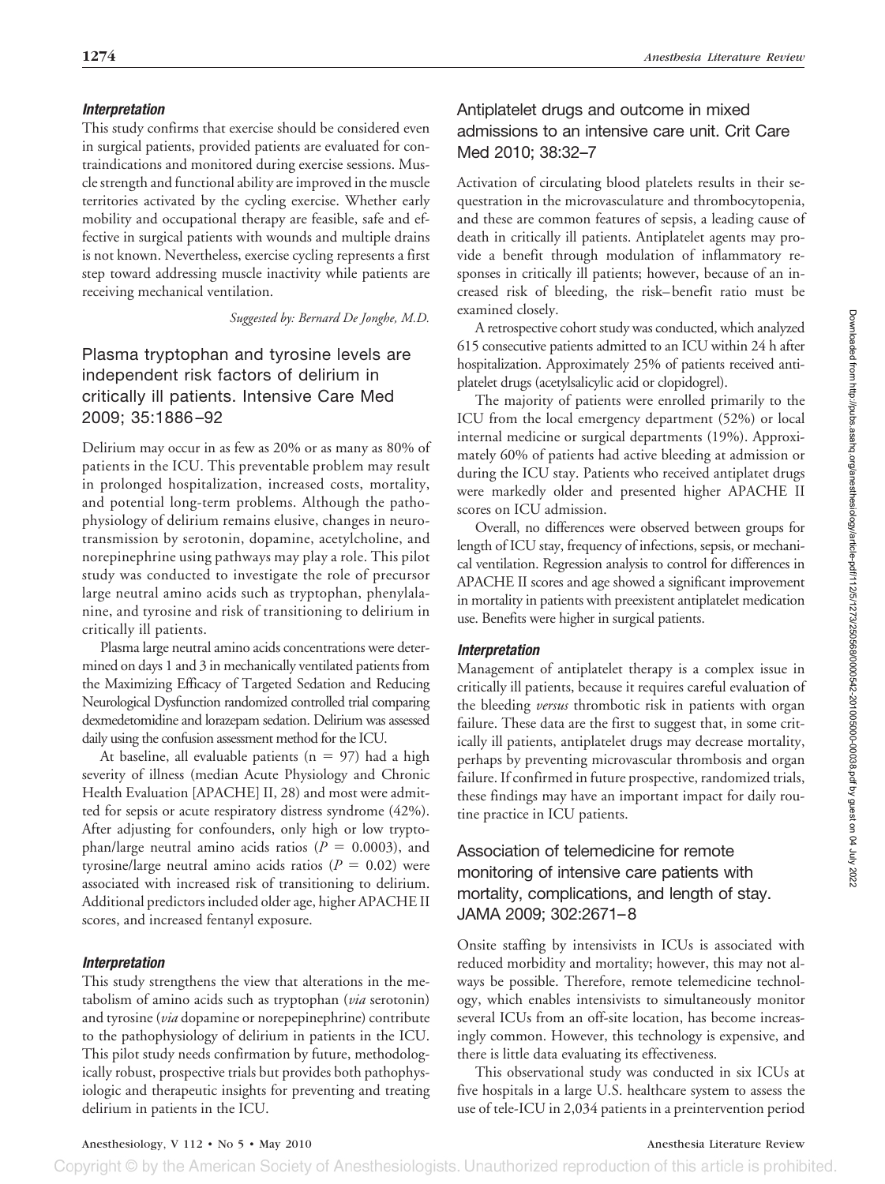### *Interpretation*

This study confirms that exercise should be considered even in surgical patients, provided patients are evaluated for contraindications and monitored during exercise sessions. Muscle strength and functional ability are improved in the muscle territories activated by the cycling exercise. Whether early mobility and occupational therapy are feasible, safe and effective in surgical patients with wounds and multiple drains is not known. Nevertheless, exercise cycling represents a first step toward addressing muscle inactivity while patients are receiving mechanical ventilation.

*Suggested by: Bernard De Jonghe, M.D.*

## Plasma tryptophan and tyrosine levels are independent risk factors of delirium in critically ill patients. Intensive Care Med 2009; 35:1886–92

Delirium may occur in as few as 20% or as many as 80% of patients in the ICU. This preventable problem may result in prolonged hospitalization, increased costs, mortality, and potential long-term problems. Although the pathophysiology of delirium remains elusive, changes in neurotransmission by serotonin, dopamine, acetylcholine, and norepinephrine using pathways may play a role. This pilot study was conducted to investigate the role of precursor large neutral amino acids such as tryptophan, phenylalanine, and tyrosine and risk of transitioning to delirium in critically ill patients.

Plasma large neutral amino acids concentrations were determined on days 1 and 3 in mechanically ventilated patients from the Maximizing Efficacy of Targeted Sedation and Reducing Neurological Dysfunction randomized controlled trial comparing dexmedetomidine and lorazepam sedation. Delirium was assessed daily using the confusion assessment method for the ICU.

At baseline, all evaluable patients ($n = 97$) had a high severity of illness (median Acute Physiology and Chronic Health Evaluation [APACHE] II, 28) and most were admitted for sepsis or acute respiratory distress syndrome (42%). After adjusting for confounders, only high or low tryptophan/large neutral amino acids ratios ($P = 0.0003$), and tyrosine/large neutral amino acids ratios ($P = 0.02$) were associated with increased risk of transitioning to delirium. Additional predictors included older age, higher APACHE II scores, and increased fentanyl exposure.

### *Interpretation*

This study strengthens the view that alterations in the metabolism of amino acids such as tryptophan (*via* serotonin) and tyrosine (*via* dopamine or norepinephrine) contribute to the pathophysiology of delirium in patients in the ICU. This pilot study needs confirmation by future, methodologically robust, prospective trials but provides both pathophysiologic and therapeutic insights for preventing and treating delirium in patients in the ICU.

## Antiplatelet drugs and outcome in mixed admissions to an intensive care unit. Crit Care Med 2010; 38:32–7

Activation of circulating blood platelets results in their sequestration in the microvasculature and thrombocytopenia, and these are common features of sepsis, a leading cause of death in critically ill patients. Antiplatelet agents may provide a benefit through modulation of inflammatory responses in critically ill patients; however, because of an increased risk of bleeding, the risk–benefit ratio must be examined closely.

A retrospective cohort study was conducted, which analyzed 615 consecutive patients admitted to an ICU within 24 h after hospitalization. Approximately 25% of patients received antiplatelet drugs (acetylsalicylic acid or clopidogrel).

The majority of patients were enrolled primarily to the ICU from the local emergency department (52%) or local internal medicine or surgical departments (19%). Approximately 60% of patients had active bleeding at admission or during the ICU stay. Patients who received antiplatet drugs were markedly older and presented higher APACHE II scores on ICU admission.

Overall, no differences were observed between groups for length of ICU stay, frequency of infections, sepsis, or mechanical ventilation. Regression analysis to control for differences in APACHE II scores and age showed a significant improvement in mortality in patients with preexistent antiplatelet medication use. Benefits were higher in surgical patients.

### *Interpretation*

Management of antiplatelet therapy is a complex issue in critically ill patients, because it requires careful evaluation of the bleeding *versus* thrombotic risk in patients with organ failure. These data are the first to suggest that, in some critically ill patients, antiplatelet drugs may decrease mortality, perhaps by preventing microvascular thrombosis and organ failure. If confirmed in future prospective, randomized trials, these findings may have an important impact for daily routine practice in ICU patients.

## Association of telemedicine for remote monitoring of intensive care patients with mortality, complications, and length of stay. JAMA 2009; 302:2671–8

Onsite staffing by intensivists in ICUs is associated with reduced morbidity and mortality; however, this may not always be possible. Therefore, remote telemedicine technology, which enables intensivists to simultaneously monitor several ICUs from an off-site location, has become increasingly common. However, this technology is expensive, and there is little data evaluating its effectiveness.

This observational study was conducted in six ICUs at five hospitals in a large U.S. healthcare system to assess the use of tele-ICU in 2,034 patients in a preintervention period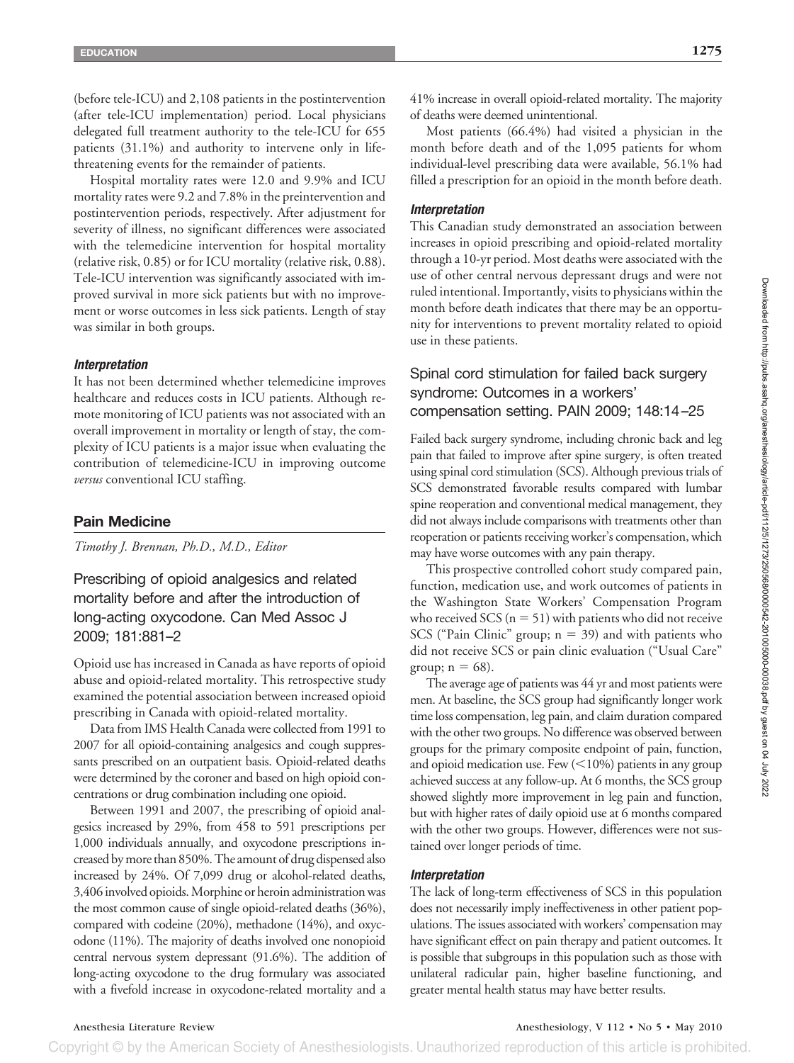(before tele-ICU) and 2,108 patients in the postintervention (after tele-ICU implementation) period. Local physicians delegated full treatment authority to the tele-ICU for 655 patients (31.1%) and authority to intervene only in life-threatening events for the remainder of patients.

Hospital mortality rates were 12.0 and 9.9% and ICU mortality rates were 9.2 and 7.8% in the preintervention and postintervention periods, respectively. After adjustment for severity of illness, no significant differences were associated with the telemedicine intervention for hospital mortality (relative risk, 0.85) or for ICU mortality (relative risk, 0.88). Tele-ICU intervention was significantly associated with improved survival in more sick patients but with no improvement or worse outcomes in less sick patients. Length of stay was similar in both groups.

#### *Interpretation*

It has not been determined whether telemedicine improves healthcare and reduces costs in ICU patients. Although remote monitoring of ICU patients was not associated with an overall improvement in mortality or length of stay, the complexity of ICU patients is a major issue when evaluating the contribution of telemedicine-ICU in improving outcome *versus* conventional ICU staffing.

## Pain Medicine

*Timothy J. Brennan, Ph.D., M.D., Editor*

### Prescribing of opioid analgesics and related mortality before and after the introduction of long-acting oxycodone. Can Med Assoc J 2009; 181:881–2

Opioid use has increased in Canada as have reports of opioid abuse and opioid-related mortality. This retrospective study examined the potential association between increased opioid prescribing in Canada with opioid-related mortality.

Data from IMS Health Canada were collected from 1991 to 2007 for all opioid-containing analgesics and cough suppressants prescribed on an outpatient basis. Opioid-related deaths were determined by the coroner and based on high opioid concentrations or drug combination including one opioid.

Between 1991 and 2007, the prescribing of opioid analgesics increased by 29%, from 458 to 591 prescriptions per 1,000 individuals annually, and oxycodone prescriptions increased by more than 850%. The amount of drug dispensed also increased by 24%. Of 7,099 drug or alcohol-related deaths, 3,406 involved opioids. Morphine or heroin administration was the most common cause of single opioid-related deaths (36%), compared with codeine (20%), methadone (14%), and oxycodone (11%). The majority of deaths involved one nonopioid central nervous system depressant (91.6%). The addition of long-acting oxycodone to the drug formulary was associated with a fivefold increase in oxycodone-related mortality and a 41% increase in overall opioid-related mortality. The majority of deaths were deemed unintentional.

Most patients (66.4%) had visited a physician in the month before death and of the 1,095 patients for whom individual-level prescribing data were available, 56.1% had filled a prescription for an opioid in the month before death.

#### *Interpretation*

This Canadian study demonstrated an association between increases in opioid prescribing and opioid-related mortality through a 10-yr period. Most deaths were associated with the use of other central nervous depressant drugs and were not ruled intentional. Importantly, visits to physicians within the month before death indicates that there may be an opportunity for interventions to prevent mortality related to opioid use in these patients.

### Spinal cord stimulation for failed back surgery syndrome: Outcomes in a workers' compensation setting. PAIN 2009; 148:14–25

Failed back surgery syndrome, including chronic back and leg pain that failed to improve after spine surgery, is often treated using spinal cord stimulation (SCS). Although previous trials of SCS demonstrated favorable results compared with lumbar spine reoperation and conventional medical management, they did not always include comparisons with treatments other than reoperation or patients receiving worker's compensation, which may have worse outcomes with any pain therapy.

This prospective controlled cohort study compared pain, function, medication use, and work outcomes of patients in the Washington State Workers' Compensation Program who received SCS ($n = 51$) with patients who did not receive SCS ("Pain Clinic" group; $n = 39$) and with patients who did not receive SCS or pain clinic evaluation ("Usual Care" group; $n = 68$).

The average age of patients was 44 yr and most patients were men. At baseline, the SCS group had significantly longer work time loss compensation, leg pain, and claim duration compared with the other two groups. No difference was observed between groups for the primary composite endpoint of pain, function, and opioid medication use. Few (<10%) patients in any group achieved success at any follow-up. At 6 months, the SCS group showed slightly more improvement in leg pain and function, but with higher rates of daily opioid use at 6 months compared with the other two groups. However, differences were not sustained over longer periods of time.

#### *Interpretation*

The lack of long-term effectiveness of SCS in this population does not necessarily imply ineffectiveness in other patient populations. The issues associated with workers' compensation may have significant effect on pain therapy and patient outcomes. It is possible that subgroups in this population such as those with unilateral radicular pain, higher baseline functioning, and greater mental health status may have better results.